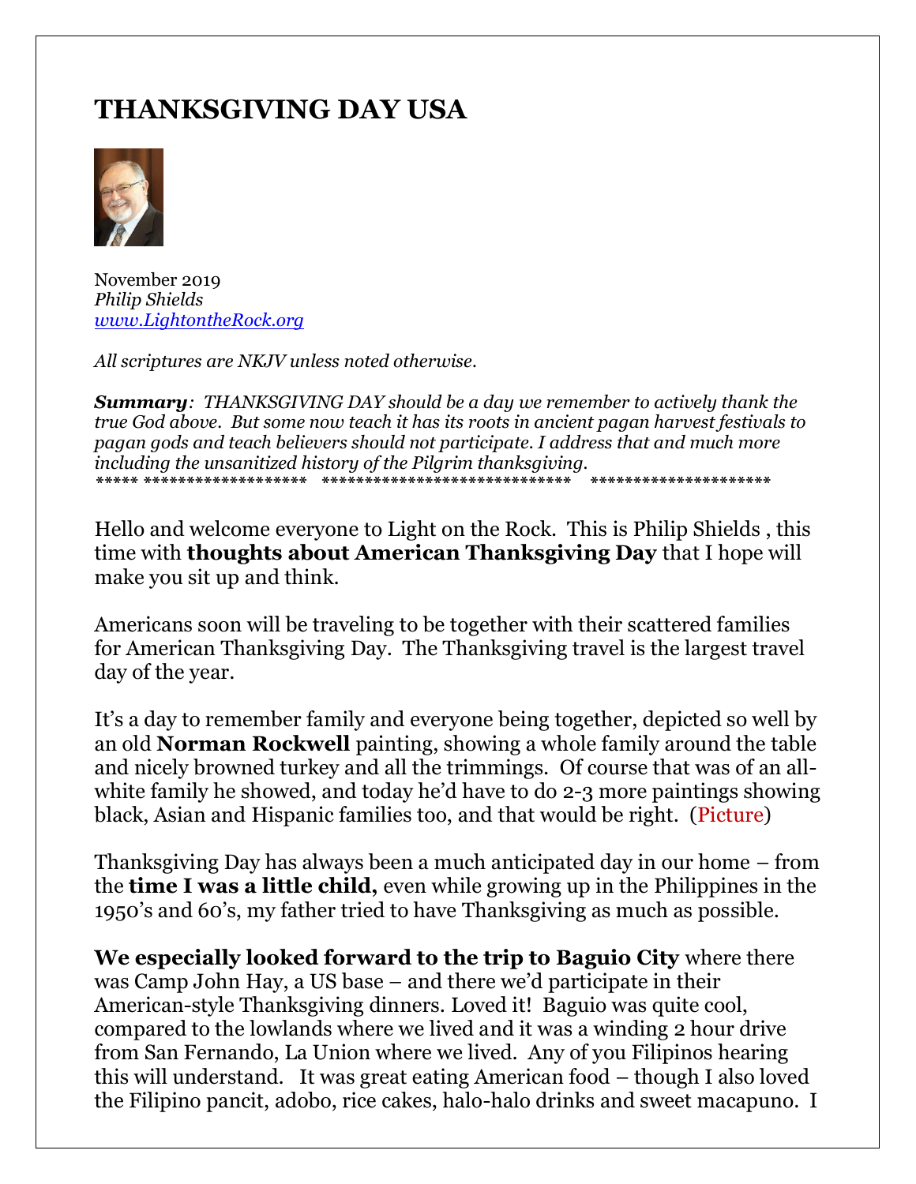# THANKSGIVING DAY USA

November 2019
*Philip Shields*
*www.LightontheRock.org*

*All scriptures are NKJV unless noted otherwise.*

***Summary**: THANKSGIVING DAY should be a day we remember to actively thank the true God above. But some now teach it has its roots in ancient pagan harvest festivals to pagan gods and teach believers should not participate. I address that and much more including the unsanitized history of the Pilgrim thanksgiving.*

***** ******************* ***************************** *********************

Hello and welcome everyone to Light on the Rock. This is Philip Shields , this time with **thoughts about American Thanksgiving Day** that I hope will make you sit up and think.

Americans soon will be traveling to be together with their scattered families for American Thanksgiving Day. The Thanksgiving travel is the largest travel day of the year.

It's a day to remember family and everyone being together, depicted so well by an old **Norman Rockwell** painting, showing a whole family around the table and nicely browned turkey and all the trimmings. Of course that was of an all-white family he showed, and today he'd have to do 2-3 more paintings showing black, Asian and Hispanic families too, and that would be right. (Picture)

Thanksgiving Day has always been a much anticipated day in our home – from the **time I was a little child,** even while growing up in the Philippines in the 1950's and 60's, my father tried to have Thanksgiving as much as possible.

**We especially looked forward to the trip to Baguio City** where there was Camp John Hay, a US base – and there we'd participate in their American-style Thanksgiving dinners. Loved it! Baguio was quite cool, compared to the lowlands where we lived and it was a winding 2 hour drive from San Fernando, La Union where we lived. Any of you Filipinos hearing this will understand. It was great eating American food – though I also loved the Filipino pancit, adobo, rice cakes, halo-halo drinks and sweet macapuno. I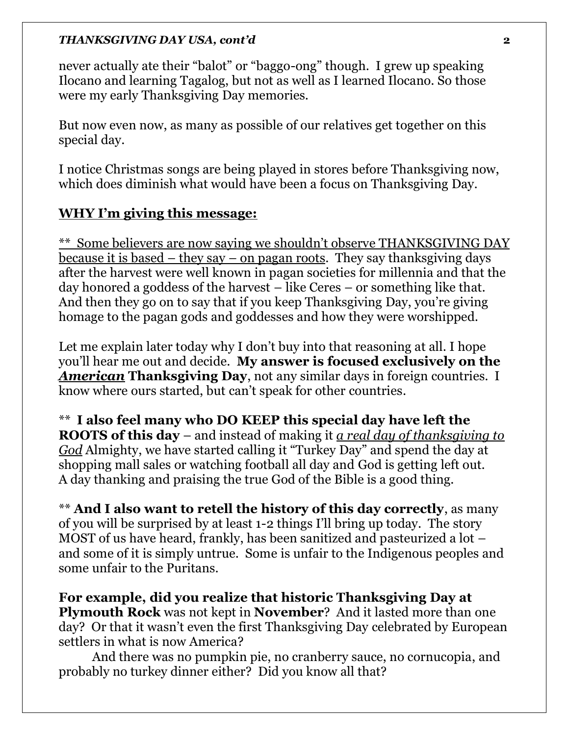never actually ate their "balot" or "baggo-ong" though. I grew up speaking Ilocano and learning Tagalog, but not as well as I learned Ilocano. So those were my early Thanksgiving Day memories.

But now even now, as many as possible of our relatives get together on this special day.

I notice Christmas songs are being played in stores before Thanksgiving now, which does diminish what would have been a focus on Thanksgiving Day.

## <u>WHY I'm giving this message:</u>

** <u>Some believers are now saying we shouldn't observe THANKSGIVING DAY because it is based – they say – on pagan roots</u>. They say thanksgiving days after the harvest were well known in pagan societies for millennia and that the day honored a goddess of the harvest – like Ceres – or something like that. And then they go on to say that if you keep Thanksgiving Day, you're giving homage to the pagan gods and goddesses and how they were worshipped.

Let me explain later today why I don't buy into that reasoning at all. I hope you'll hear me out and decide. **My answer is focused exclusively on the *<u>American</u>* Thanksgiving Day**, not any similar days in foreign countries. I know where ours started, but can't speak for other countries.

** **I also feel many who DO KEEP this special day have left the ROOTS of this day** – and instead of making it *<u>a real day of thanksgiving to God</u>* Almighty, we have started calling it "Turkey Day" and spend the day at shopping mall sales or watching football all day and God is getting left out. A day thanking and praising the true God of the Bible is a good thing.

** **And I also want to retell the history of this day correctly**, as many of you will be surprised by at least 1-2 things I'll bring up today. The story MOST of us have heard, frankly, has been sanitized and pasteurized a lot – and some of it is simply untrue. Some is unfair to the Indigenous peoples and some unfair to the Puritans.

**For example, did you realize that historic Thanksgiving Day at Plymouth Rock** was not kept in **November**? And it lasted more than one day? Or that it wasn't even the first Thanksgiving Day celebrated by European settlers in what is now America?

And there was no pumpkin pie, no cranberry sauce, no cornucopia, and probably no turkey dinner either? Did you know all that?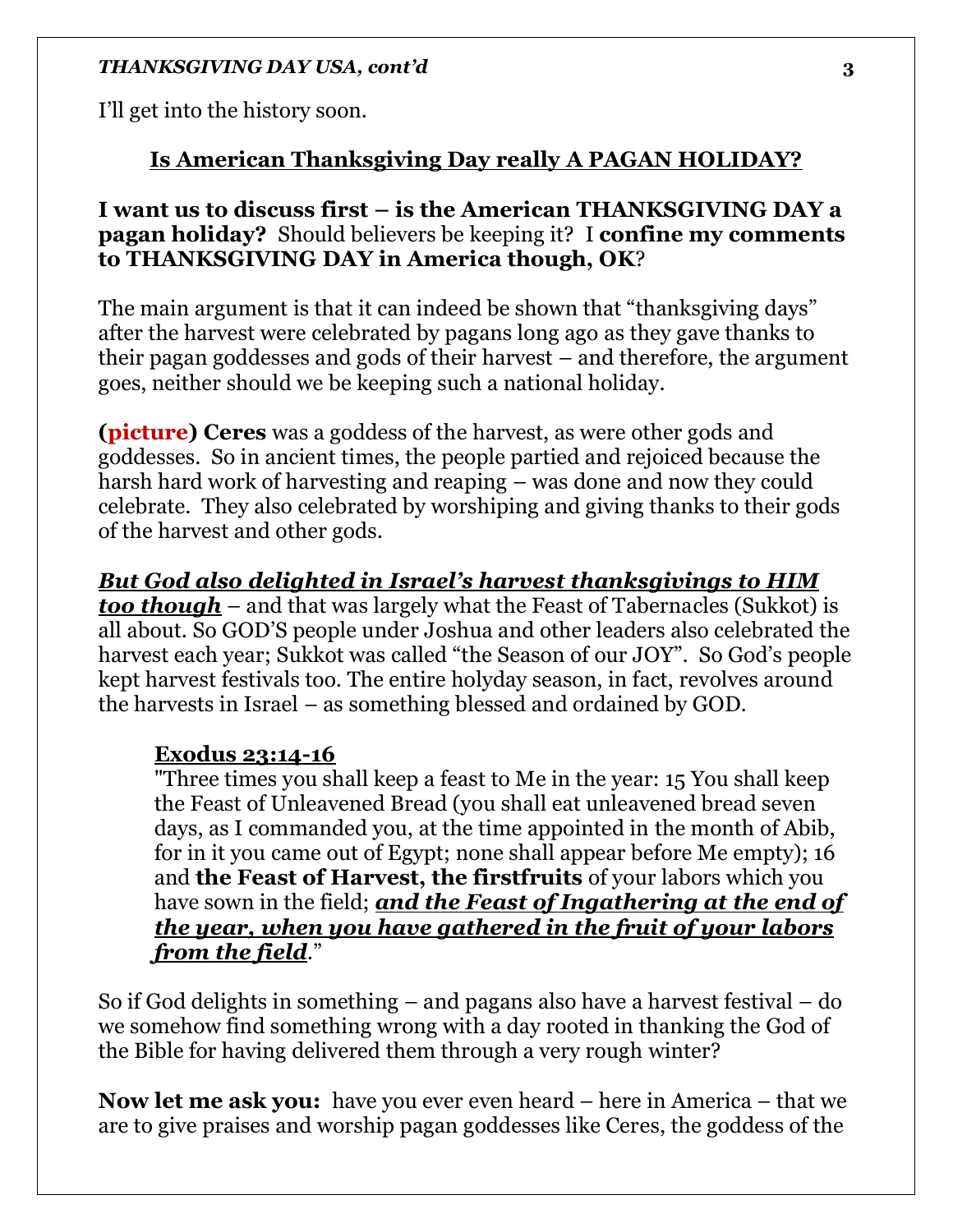I'll get into the history soon.

## <u>Is American Thanksgiving Day really A PAGAN HOLIDAY?</u>

**I want us to discuss first – is the American THANKSGIVING DAY a pagan holiday?** Should believers be keeping it? I **confine my comments to THANKSGIVING DAY in America though, OK**?

The main argument is that it can indeed be shown that "thanksgiving days" after the harvest were celebrated by pagans long ago as they gave thanks to their pagan goddesses and gods of their harvest – and therefore, the argument goes, neither should we be keeping such a national holiday.

**(picture) Ceres** was a goddess of the harvest, as were other gods and goddesses. So in ancient times, the people partied and rejoiced because the harsh hard work of harvesting and reaping – was done and now they could celebrate. They also celebrated by worshiping and giving thanks to their gods of the harvest and other gods.

***<u>But God also delighted in Israel's harvest thanksgivings to HIM too though</u>*** – and that was largely what the Feast of Tabernacles (Sukkot) is all about. So GOD'S people under Joshua and other leaders also celebrated the harvest each year; Sukkot was called "the Season of our JOY". So God's people kept harvest festivals too. The entire holyday season, in fact, revolves around the harvests in Israel – as something blessed and ordained by GOD.

> **<u>Exodus 23:14-16</u>**
> "Three times you shall keep a feast to Me in the year: 15 You shall keep the Feast of Unleavened Bread (you shall eat unleavened bread seven days, as I commanded you, at the time appointed in the month of Abib, for in it you came out of Egypt; none shall appear before Me empty); 16 and **the Feast of Harvest, the firstfruits** of your labors which you have sown in the field; ***<u>and the Feast of Ingathering at the end of the year, when you have gathered in the fruit of your labors from the field</u>***."

So if God delights in something – and pagans also have a harvest festival – do we somehow find something wrong with a day rooted in thanking the God of the Bible for having delivered them through a very rough winter?

**Now let me ask you:** have you ever even heard – here in America – that we are to give praises and worship pagan goddesses like Ceres, the goddess of the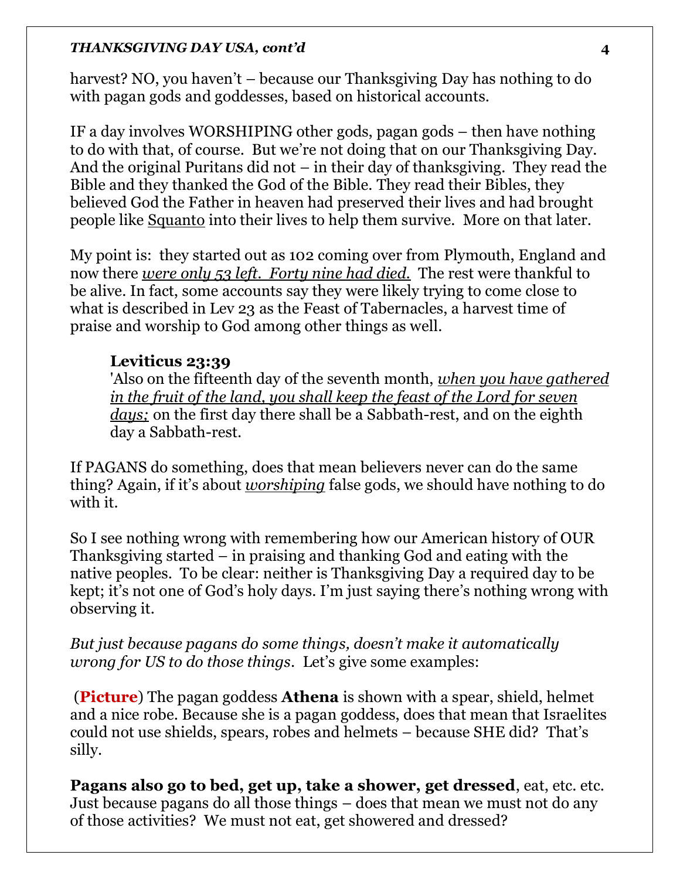harvest? NO, you haven't – because our Thanksgiving Day has nothing to do with pagan gods and goddesses, based on historical accounts.

IF a day involves WORSHIPING other gods, pagan gods – then have nothing to do with that, of course. But we're not doing that on our Thanksgiving Day. And the original Puritans did not – in their day of thanksgiving. They read the Bible and they thanked the God of the Bible. They read their Bibles, they believed God the Father in heaven had preserved their lives and had brought people like <u>Squanto</u> into their lives to help them survive. More on that later.

My point is: they started out as 102 coming over from Plymouth, England and now there <u>*were only 53 left. Forty nine had died.*</u> The rest were thankful to be alive. In fact, some accounts say they were likely trying to come close to what is described in Lev 23 as the Feast of Tabernacles, a harvest time of praise and worship to God among other things as well.

> **Leviticus 23:39**
> 'Also on the fifteenth day of the seventh month, <u>*when you have gathered in the fruit of the land, you shall keep the feast of the Lord for seven days;*</u> on the first day there shall be a Sabbath-rest, and on the eighth day a Sabbath-rest.

If PAGANS do something, does that mean believers never can do the same thing? Again, if it's about <u>*worshiping*</u> false gods, we should have nothing to do with it.

So I see nothing wrong with remembering how our American history of OUR Thanksgiving started – in praising and thanking God and eating with the native peoples. To be clear: neither is Thanksgiving Day a required day to be kept; it's not one of God's holy days. I'm just saying there's nothing wrong with observing it.

*But just because pagans do some things, doesn't make it automatically wrong for US to do those things*. Let's give some examples:

(**Picture**) The pagan goddess **Athena** is shown with a spear, shield, helmet and a nice robe. Because she is a pagan goddess, does that mean that Israelites could not use shields, spears, robes and helmets – because SHE did? That's silly.

**Pagans also go to bed, get up, take a shower, get dressed**, eat, etc. etc. Just because pagans do all those things – does that mean we must not do any of those activities? We must not eat, get showered and dressed?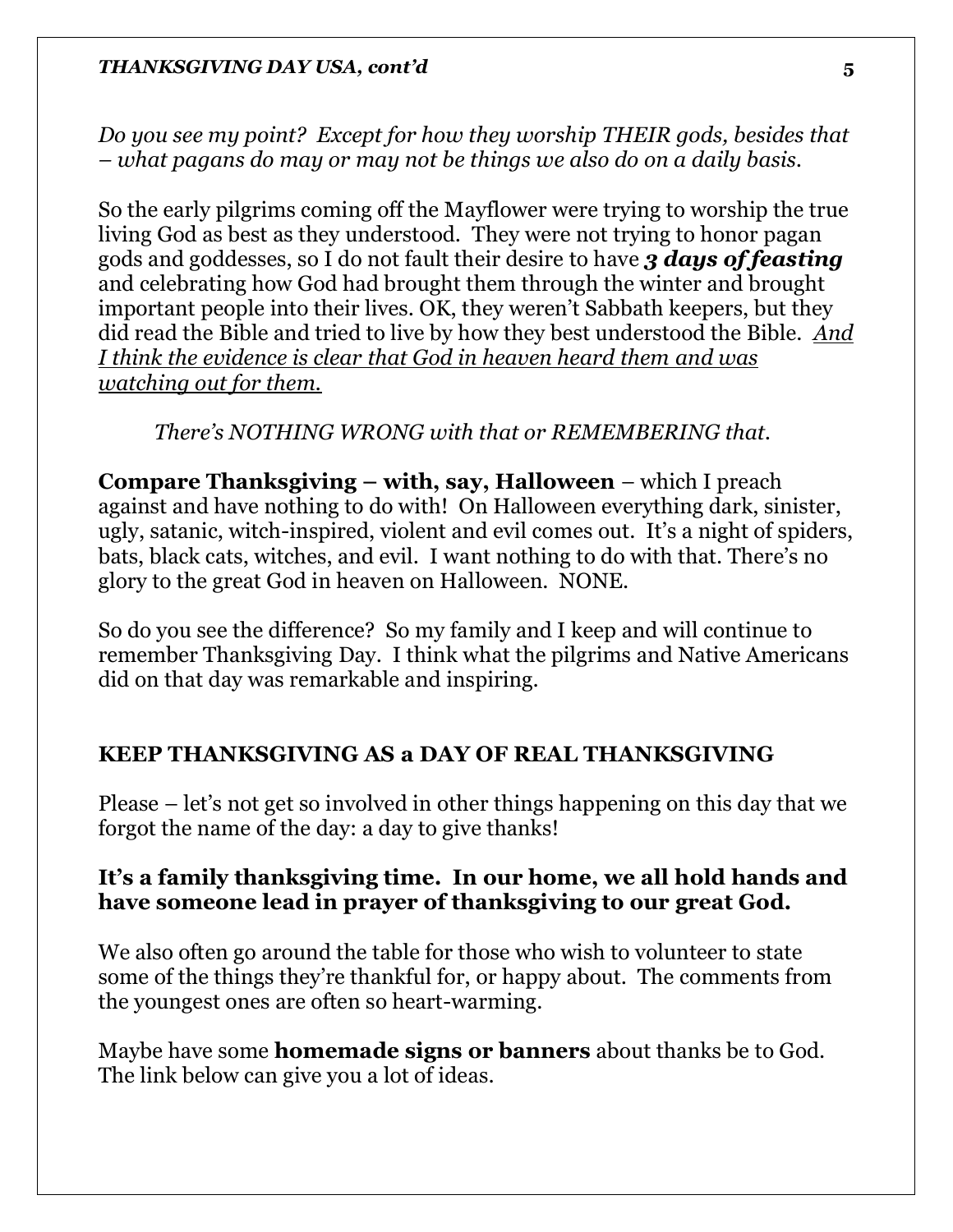*Do you see my point? Except for how they worship THEIR gods, besides that – what pagans do may or may not be things we also do on a daily basis.*

So the early pilgrims coming off the Mayflower were trying to worship the true living God as best as they understood. They were not trying to honor pagan gods and goddesses, so I do not fault their desire to have ***3 days of feasting*** and celebrating how God had brought them through the winter and brought important people into their lives. OK, they weren't Sabbath keepers, but they did read the Bible and tried to live by how they best understood the Bible. *And I think the evidence is clear that God in heaven heard them and was watching out for them.*

*There's NOTHING WRONG with that or REMEMBERING that.*

**Compare Thanksgiving – with, say, Halloween** – which I preach against and have nothing to do with! On Halloween everything dark, sinister, ugly, satanic, witch-inspired, violent and evil comes out. It's a night of spiders, bats, black cats, witches, and evil. I want nothing to do with that. There's no glory to the great God in heaven on Halloween. NONE.

So do you see the difference? So my family and I keep and will continue to remember Thanksgiving Day. I think what the pilgrims and Native Americans did on that day was remarkable and inspiring.

## KEEP THANKSGIVING AS a DAY OF REAL THANKSGIVING

Please – let's not get so involved in other things happening on this day that we forgot the name of the day: a day to give thanks!

**It's a family thanksgiving time. In our home, we all hold hands and have someone lead in prayer of thanksgiving to our great God.**

We also often go around the table for those who wish to volunteer to state some of the things they're thankful for, or happy about. The comments from the youngest ones are often so heart-warming.

Maybe have some **homemade signs or banners** about thanks be to God. The link below can give you a lot of ideas.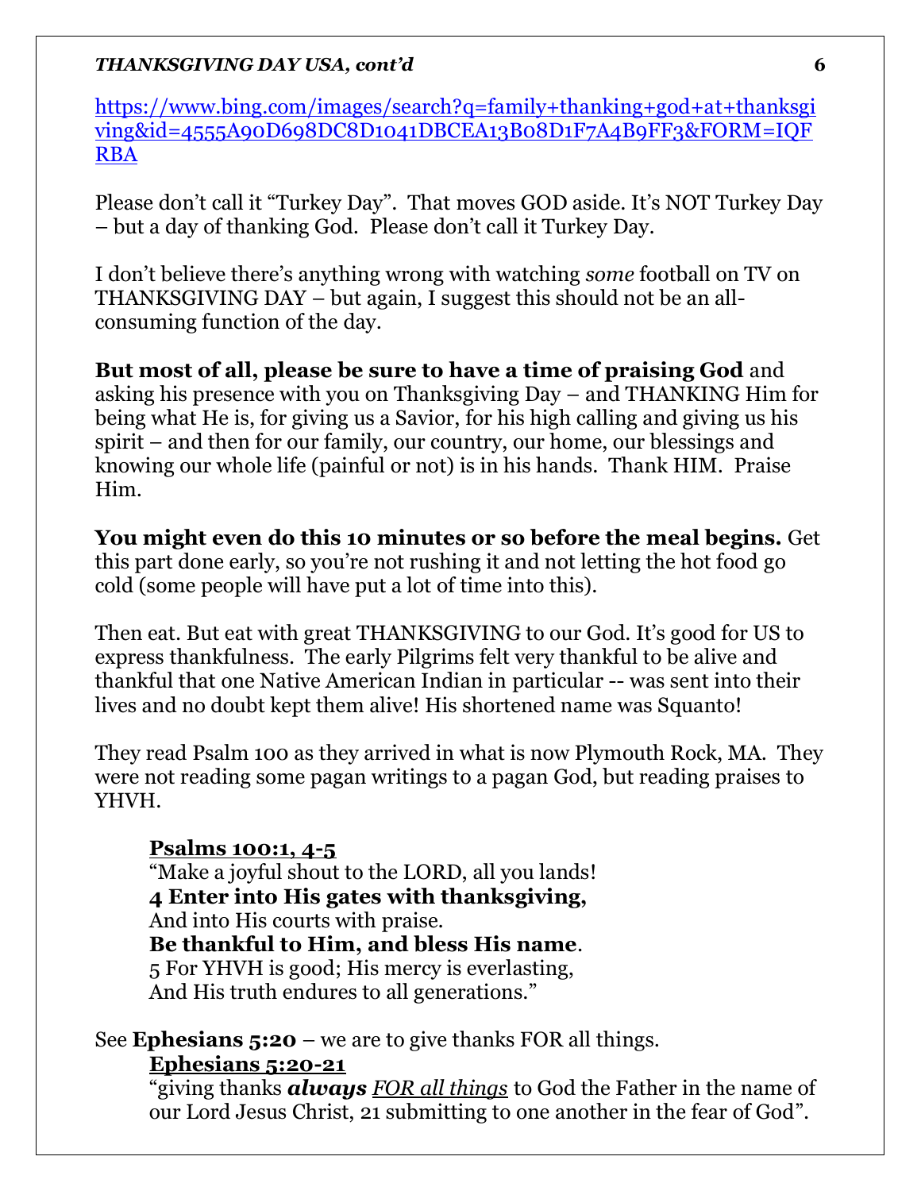https://www.bing.com/images/search?q=family+thanking+god+at+thanksgiving&id=4555A90D698DC8D1041DBCEA13B08D1F7A4B9FF3&FORM=IQFRBA

Please don't call it "Turkey Day". That moves GOD aside. It's NOT Turkey Day – but a day of thanking God. Please don't call it Turkey Day.

I don't believe there's anything wrong with watching *some* football on TV on THANKSGIVING DAY – but again, I suggest this should not be an all-consuming function of the day.

**But most of all, please be sure to have a time of praising God** and asking his presence with you on Thanksgiving Day – and THANKING Him for being what He is, for giving us a Savior, for his high calling and giving us his spirit – and then for our family, our country, our home, our blessings and knowing our whole life (painful or not) is in his hands. Thank HIM. Praise Him.

**You might even do this 10 minutes or so before the meal begins.** Get this part done early, so you're not rushing it and not letting the hot food go cold (some people will have put a lot of time into this).

Then eat. But eat with great THANKSGIVING to our God. It's good for US to express thankfulness. The early Pilgrims felt very thankful to be alive and thankful that one Native American Indian in particular -- was sent into their lives and no doubt kept them alive! His shortened name was Squanto!

They read Psalm 100 as they arrived in what is now Plymouth Rock, MA. They were not reading some pagan writings to a pagan God, but reading praises to YHVH.

> **<u>Psalms 100:1, 4-5</u>**
> "Make a joyful shout to the LORD, all you lands!
> **4 Enter into His gates with thanksgiving,**
> And into His courts with praise.
> **Be thankful to Him, and bless His name**.
> 5 For YHVH is good; His mercy is everlasting,
> And His truth endures to all generations."

See **Ephesians 5:20** – we are to give thanks FOR all things.

> **<u>Ephesians 5:20-21</u>**
> "giving thanks ***always*** *<u>FOR all things</u>* to God the Father in the name of our Lord Jesus Christ, 21 submitting to one another in the fear of God".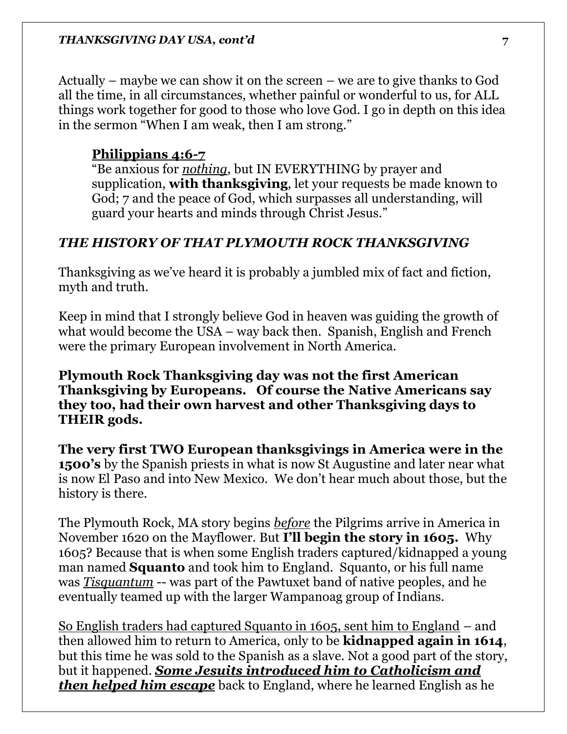Actually – maybe we can show it on the screen – we are to give thanks to God all the time, in all circumstances, whether painful or wonderful to us, for ALL things work together for good to those who love God. I go in depth on this idea in the sermon "When I am weak, then I am strong."

> **<u>Philippians 4:6-7</u>**
> "Be anxious for ***<u>nothing</u>***, but IN EVERYTHING by prayer and supplication, **with thanksgiving**, let your requests be made known to God; 7 and the peace of God, which surpasses all understanding, will guard your hearts and minds through Christ Jesus."

### *THE HISTORY OF THAT PLYMOUTH ROCK THANKSGIVING*

Thanksgiving as we've heard it is probably a jumbled mix of fact and fiction, myth and truth.

Keep in mind that I strongly believe God in heaven was guiding the growth of what would become the USA – way back then. Spanish, English and French were the primary European involvement in North America.

**Plymouth Rock Thanksgiving day was not the first American Thanksgiving by Europeans. Of course the Native Americans say they too, had their own harvest and other Thanksgiving days to THEIR gods.**

**The very first TWO European thanksgivings in America were in the 1500's** by the Spanish priests in what is now St Augustine and later near what is now El Paso and into New Mexico. We don't hear much about those, but the history is there.

The Plymouth Rock, MA story begins *<u>before</u>* the Pilgrims arrive in America in November 1620 on the Mayflower. But **I'll begin the story in 1605.** Why 1605? Because that is when some English traders captured/kidnapped a young man named **Squanto** and took him to England. Squanto, or his full name was *<u>Tisquantum</u>* -- was part of the Pawtuxet band of native peoples, and he eventually teamed up with the larger Wampanoag group of Indians.

<u>So English traders had captured Squanto in 1605, sent him to England</u> – and then allowed him to return to America, only to be **kidnapped again in 1614**, but this time he was sold to the Spanish as a slave. Not a good part of the story, but it happened. ***<u>Some Jesuits introduced him to Catholicism and then helped him escape</u>*** back to England, where he learned English as he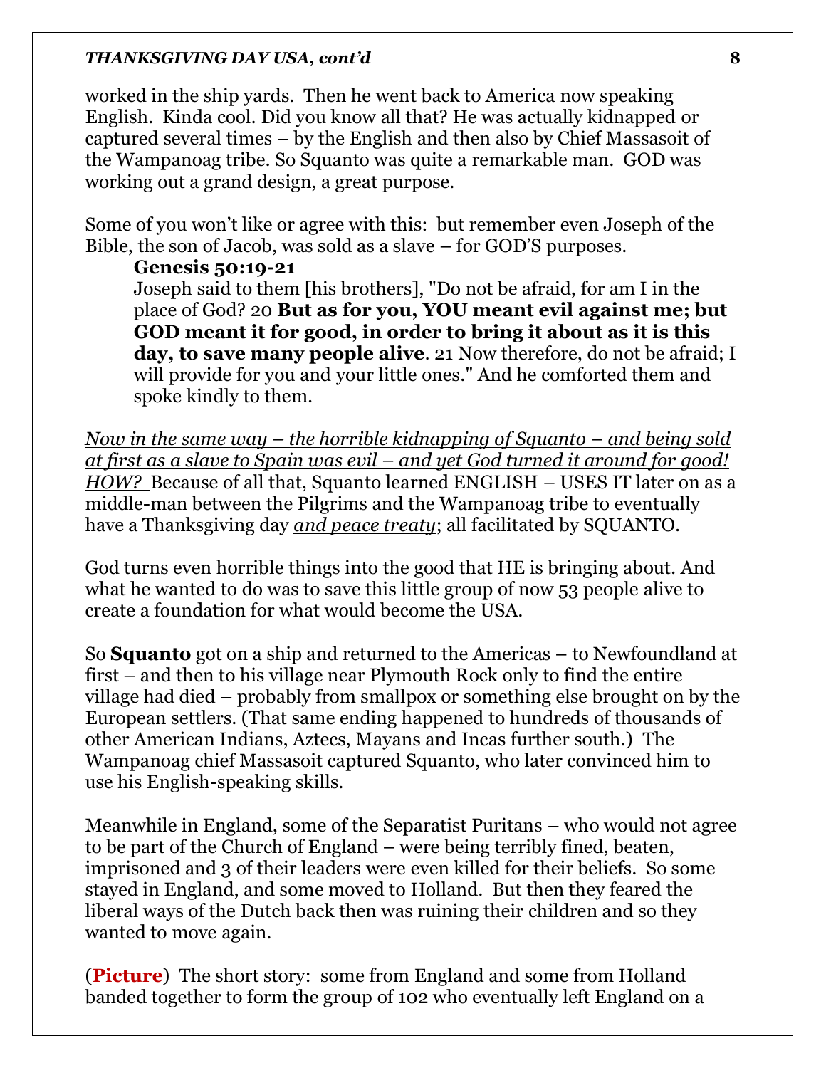worked in the ship yards. Then he went back to America now speaking English. Kinda cool. Did you know all that? He was actually kidnapped or captured several times – by the English and then also by Chief Massasoit of the Wampanoag tribe. So Squanto was quite a remarkable man. GOD was working out a grand design, a great purpose.

Some of you won't like or agree with this: but remember even Joseph of the Bible, the son of Jacob, was sold as a slave – for GOD'S purposes.

> **Genesis 50:19-21**
>
> Joseph said to them [his brothers], "Do not be afraid, for am I in the place of God? 20 **But as for you, YOU meant evil against me; but GOD meant it for good, in order to bring it about as it is this day, to save many people alive**. 21 Now therefore, do not be afraid; I will provide for you and your little ones." And he comforted them and spoke kindly to them.

*Now in the same way – the horrible kidnapping of Squanto – and being sold at first as a slave to Spain was evil – and yet God turned it around for good! HOW?* Because of all that, Squanto learned ENGLISH – USES IT later on as a middle-man between the Pilgrims and the Wampanoag tribe to eventually have a Thanksgiving day ***and peace treaty***; all facilitated by SQUANTO.

God turns even horrible things into the good that HE is bringing about. And what he wanted to do was to save this little group of now 53 people alive to create a foundation for what would become the USA.

So **Squanto** got on a ship and returned to the Americas – to Newfoundland at first – and then to his village near Plymouth Rock only to find the entire village had died – probably from smallpox or something else brought on by the European settlers. (That same ending happened to hundreds of thousands of other American Indians, Aztecs, Mayans and Incas further south.) The Wampanoag chief Massasoit captured Squanto, who later convinced him to use his English-speaking skills.

Meanwhile in England, some of the Separatist Puritans – who would not agree to be part of the Church of England – were being terribly fined, beaten, imprisoned and 3 of their leaders were even killed for their beliefs. So some stayed in England, and some moved to Holland. But then they feared the liberal ways of the Dutch back then was ruining their children and so they wanted to move again.

(**Picture**) The short story: some from England and some from Holland banded together to form the group of 102 who eventually left England on a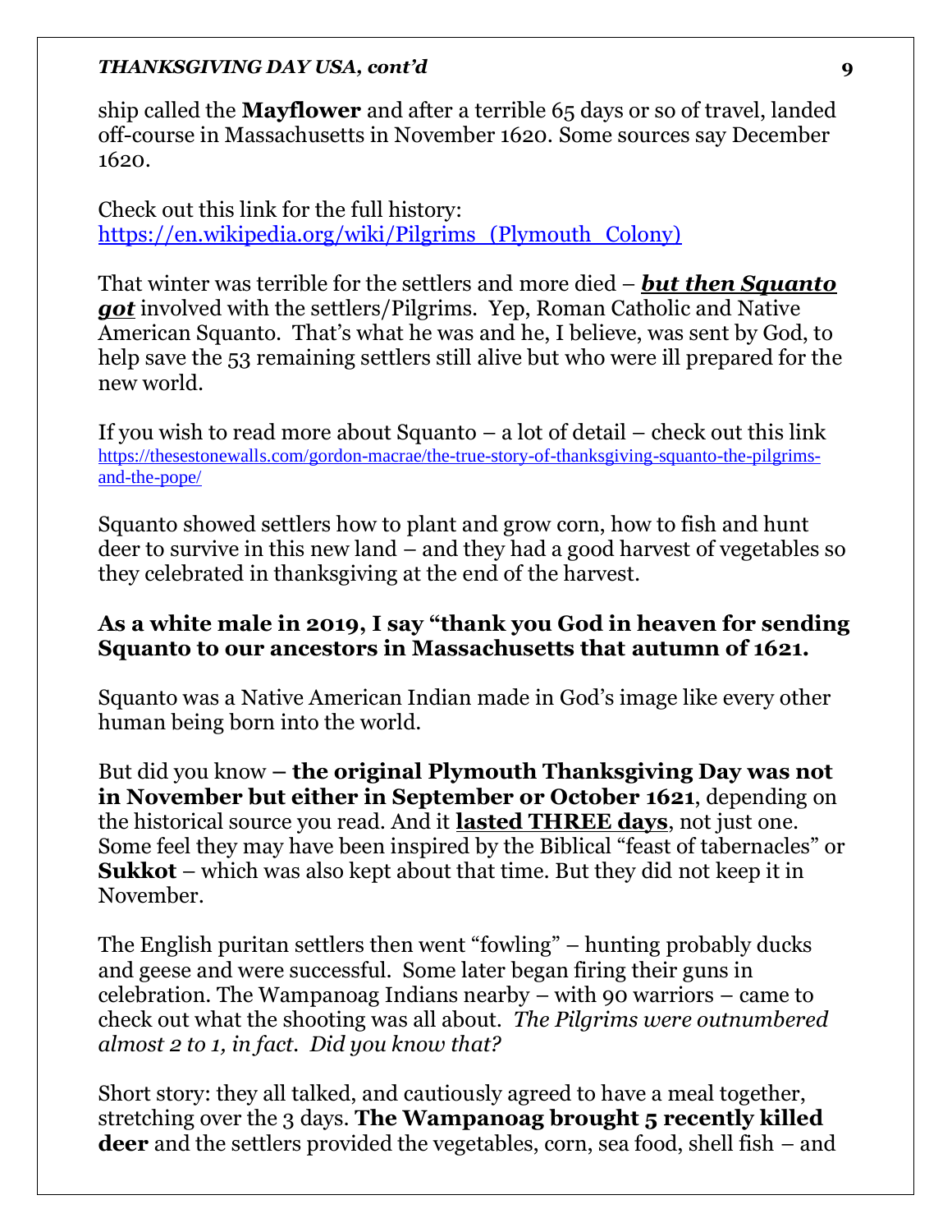ship called the **Mayflower** and after a terrible 65 days or so of travel, landed off-course in Massachusetts in November 1620. Some sources say December 1620.

Check out this link for the full history:
[https://en.wikipedia.org/wiki/Pilgrims_(Plymouth_Colony)](https://en.wikipedia.org/wiki/Pilgrims_(Plymouth_Colony))

That winter was terrible for the settlers and more died – ***but then Squanto got*** involved with the settlers/Pilgrims. Yep, Roman Catholic and Native American Squanto. That's what he was and he, I believe, was sent by God, to help save the 53 remaining settlers still alive but who were ill prepared for the new world.

If you wish to read more about Squanto – a lot of detail – check out this link [https://thesestonewalls.com/gordon-macrae/the-true-story-of-thanksgiving-squanto-the-pilgrims-and-the-pope/](https://thesestonewalls.com/gordon-macrae/the-true-story-of-thanksgiving-squanto-the-pilgrims-and-the-pope/)

Squanto showed settlers how to plant and grow corn, how to fish and hunt deer to survive in this new land – and they had a good harvest of vegetables so they celebrated in thanksgiving at the end of the harvest.

**As a white male in 2019, I say "thank you God in heaven for sending Squanto to our ancestors in Massachusetts that autumn of 1621.**

Squanto was a Native American Indian made in God's image like every other human being born into the world.

But did you know **– the original Plymouth Thanksgiving Day was not in November but either in September or October 1621**, depending on the historical source you read. And it **lasted THREE days**, not just one. Some feel they may have been inspired by the Biblical "feast of tabernacles" or **Sukkot** – which was also kept about that time. But they did not keep it in November.

The English puritan settlers then went "fowling" – hunting probably ducks and geese and were successful. Some later began firing their guns in celebration. The Wampanoag Indians nearby – with 90 warriors – came to check out what the shooting was all about. *The Pilgrims were outnumbered almost 2 to 1, in fact. Did you know that?*

Short story: they all talked, and cautiously agreed to have a meal together, stretching over the 3 days. **The Wampanoag brought 5 recently killed deer** and the settlers provided the vegetables, corn, sea food, shell fish – and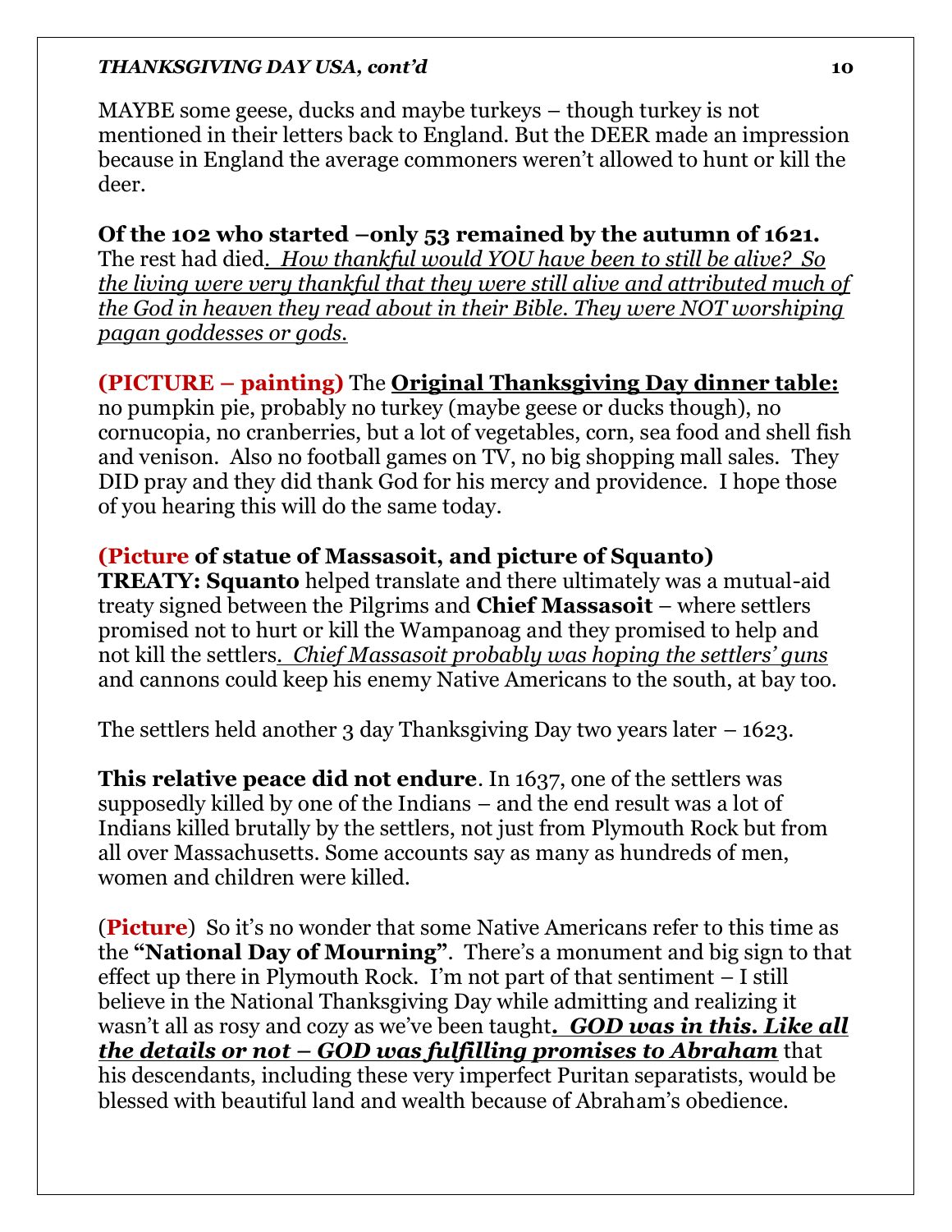MAYBE some geese, ducks and maybe turkeys – though turkey is not mentioned in their letters back to England. But the DEER made an impression because in England the average commoners weren't allowed to hunt or kill the deer.

**Of the 102 who started –only 53 remained by the autumn of 1621.** The rest had died. *How thankful would YOU have been to still be alive? So the living were very thankful that they were still alive and attributed much of the God in heaven they read about in their Bible. They were NOT worshiping pagan goddesses or gods.*

**(PICTURE – painting)** The **Original Thanksgiving Day dinner table:** no pumpkin pie, probably no turkey (maybe geese or ducks though), no cornucopia, no cranberries, but a lot of vegetables, corn, sea food and shell fish and venison. Also no football games on TV, no big shopping mall sales. They DID pray and they did thank God for his mercy and providence. I hope those of you hearing this will do the same today.

**(Picture of statue of Massasoit, and picture of Squanto)**
**TREATY: Squanto** helped translate and there ultimately was a mutual-aid treaty signed between the Pilgrims and **Chief Massasoit** – where settlers promised not to hurt or kill the Wampanoag and they promised to help and not kill the settlers. *Chief Massasoit probably was hoping the settlers' guns* and cannons could keep his enemy Native Americans to the south, at bay too.

The settlers held another 3 day Thanksgiving Day two years later – 1623.

**This relative peace did not endure**. In 1637, one of the settlers was supposedly killed by one of the Indians – and the end result was a lot of Indians killed brutally by the settlers, not just from Plymouth Rock but from all over Massachusetts. Some accounts say as many as hundreds of men, women and children were killed.

(**Picture**) So it's no wonder that some Native Americans refer to this time as the **"National Day of Mourning"**. There's a monument and big sign to that effect up there in Plymouth Rock. I'm not part of that sentiment – I still believe in the National Thanksgiving Day while admitting and realizing it wasn't all as rosy and cozy as we've been taught. ***GOD was in this. Like all the details or not – GOD was fulfilling promises to Abraham*** that his descendants, including these very imperfect Puritan separatists, would be blessed with beautiful land and wealth because of Abraham's obedience.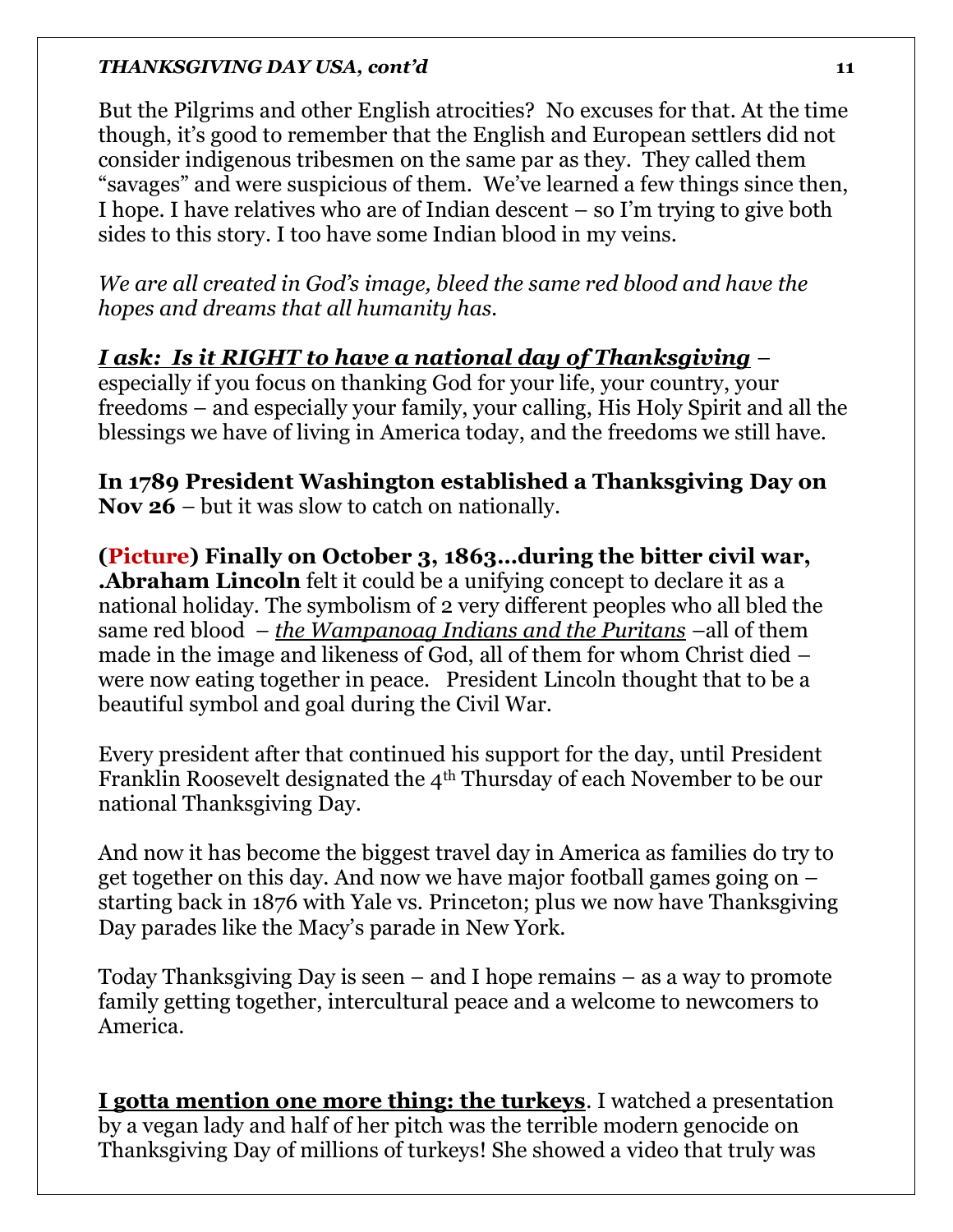But the Pilgrims and other English atrocities? No excuses for that. At the time though, it's good to remember that the English and European settlers did not consider indigenous tribesmen on the same par as they. They called them "savages" and were suspicious of them. We've learned a few things since then, I hope. I have relatives who are of Indian descent – so I'm trying to give both sides to this story. I too have some Indian blood in my veins.

*We are all created in God's image, bleed the same red blood and have the hopes and dreams that all humanity has.*

***<u>I ask: Is it RIGHT to have a national day of Thanksgiving</u>*** – especially if you focus on thanking God for your life, your country, your freedoms – and especially your family, your calling, His Holy Spirit and all the blessings we have of living in America today, and the freedoms we still have.

**In 1789 President Washington established a Thanksgiving Day on Nov 26** – but it was slow to catch on nationally.

**(Picture) Finally on October 3, 1863…during the bitter civil war, .Abraham Lincoln** felt it could be a unifying concept to declare it as a national holiday. The symbolism of 2 very different peoples who all bled the same red blood – *<u>the Wampanoag Indians and the Puritans</u>* –all of them made in the image and likeness of God, all of them for whom Christ died – were now eating together in peace. President Lincoln thought that to be a beautiful symbol and goal during the Civil War.

Every president after that continued his support for the day, until President Franklin Roosevelt designated the 4th Thursday of each November to be our national Thanksgiving Day.

And now it has become the biggest travel day in America as families do try to get together on this day. And now we have major football games going on – starting back in 1876 with Yale vs. Princeton; plus we now have Thanksgiving Day parades like the Macy's parade in New York.

Today Thanksgiving Day is seen – and I hope remains – as a way to promote family getting together, intercultural peace and a welcome to newcomers to America.

**<u>I gotta mention one more thing: the turkeys</u>**. I watched a presentation by a vegan lady and half of her pitch was the terrible modern genocide on Thanksgiving Day of millions of turkeys! She showed a video that truly was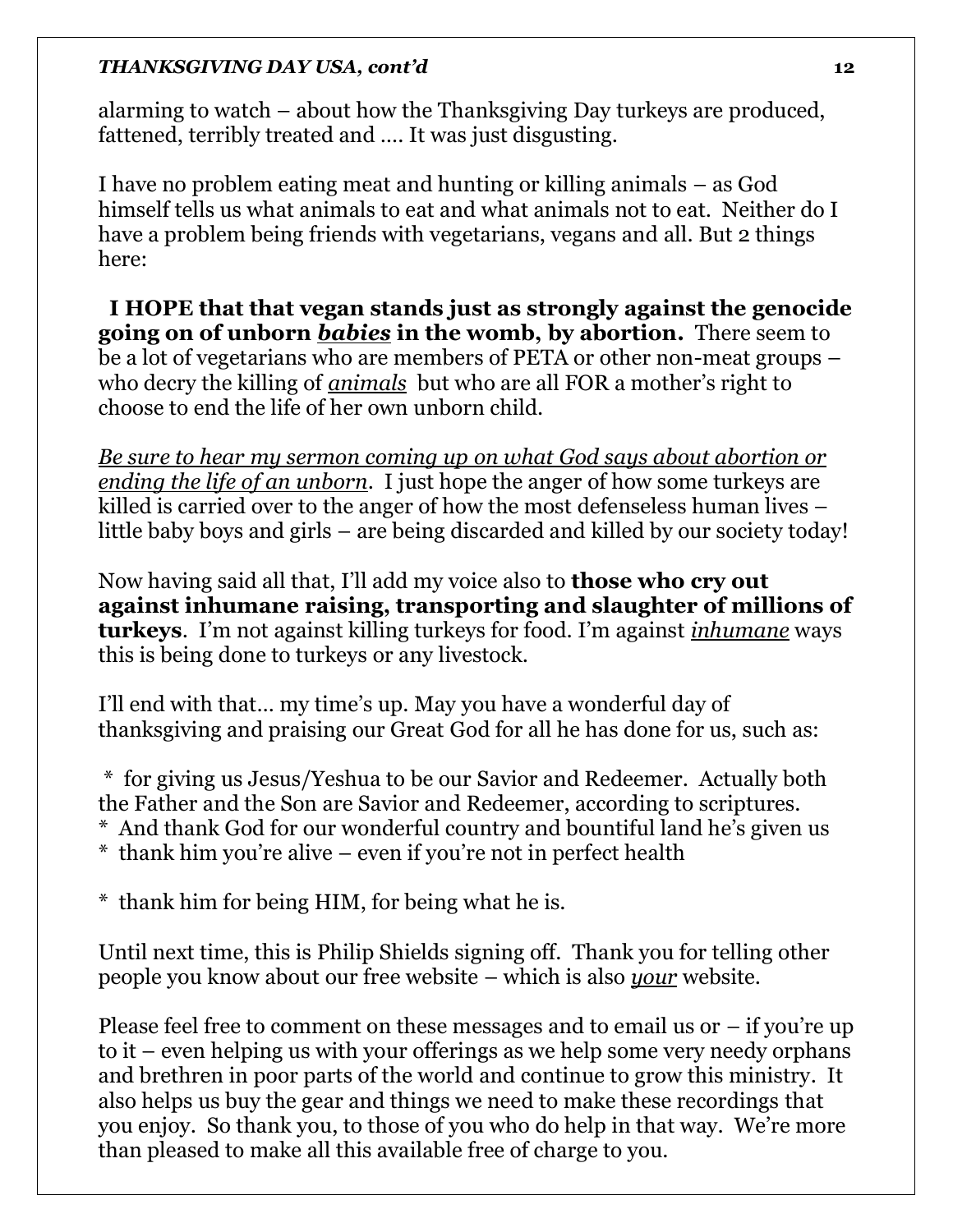alarming to watch – about how the Thanksgiving Day turkeys are produced, fattened, terribly treated and …. It was just disgusting.

I have no problem eating meat and hunting or killing animals – as God himself tells us what animals to eat and what animals not to eat. Neither do I have a problem being friends with vegetarians, vegans and all. But 2 things here:

**I HOPE that that vegan stands just as strongly against the genocide going on of unborn *babies* in the womb, by abortion.** There seem to be a lot of vegetarians who are members of PETA or other non-meat groups – who decry the killing of *animals* but who are all FOR a mother's right to choose to end the life of her own unborn child.

*Be sure to hear my sermon coming up on what God says about abortion or ending the life of an unborn*. I just hope the anger of how some turkeys are killed is carried over to the anger of how the most defenseless human lives – little baby boys and girls – are being discarded and killed by our society today!

Now having said all that, I'll add my voice also to **those who cry out against inhumane raising, transporting and slaughter of millions of turkeys**. I'm not against killing turkeys for food. I'm against *inhumane* ways this is being done to turkeys or any livestock.

I'll end with that… my time's up. May you have a wonderful day of thanksgiving and praising our Great God for all he has done for us, such as:

* for giving us Jesus/Yeshua to be our Savior and Redeemer. Actually both the Father and the Son are Savior and Redeemer, according to scriptures.
* And thank God for our wonderful country and bountiful land he's given us
* thank him you're alive – even if you're not in perfect health
* thank him for being HIM, for being what he is.

Until next time, this is Philip Shields signing off. Thank you for telling other people you know about our free website – which is also *your* website.

Please feel free to comment on these messages and to email us or – if you're up to it – even helping us with your offerings as we help some very needy orphans and brethren in poor parts of the world and continue to grow this ministry. It also helps us buy the gear and things we need to make these recordings that you enjoy. So thank you, to those of you who do help in that way. We're more than pleased to make all this available free of charge to you.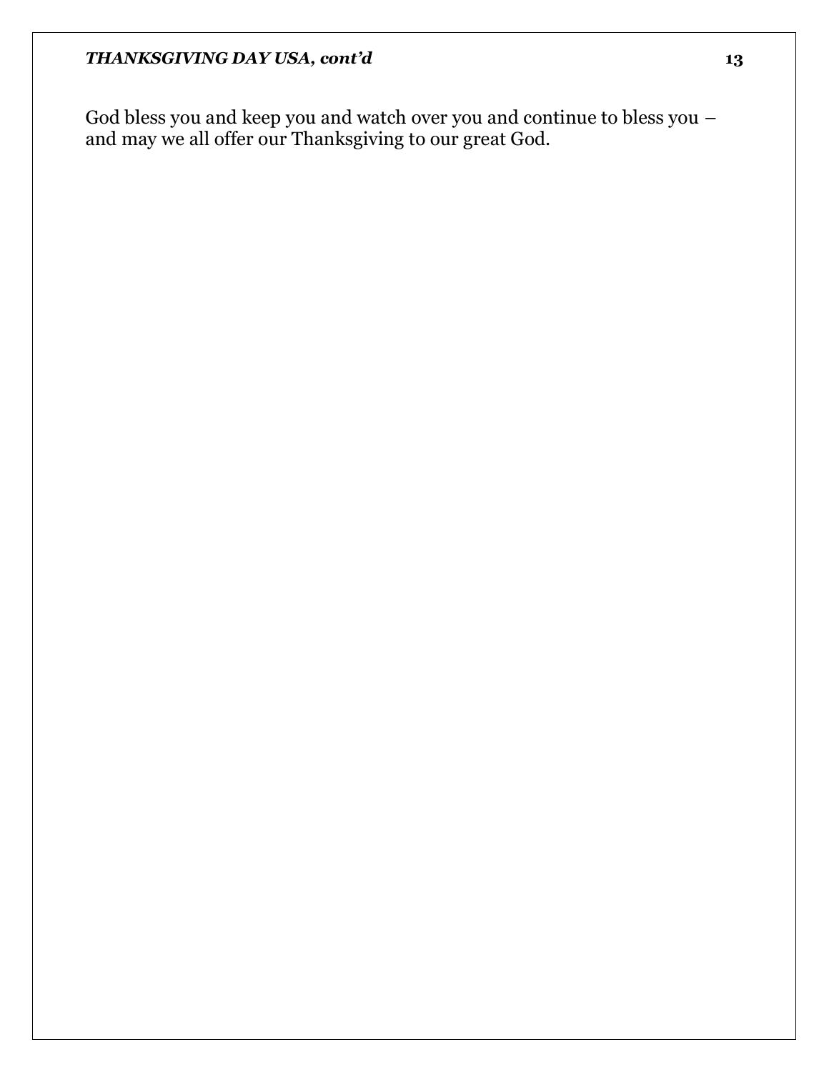God bless you and keep you and watch over you and continue to bless you – and may we all offer our Thanksgiving to our great God.